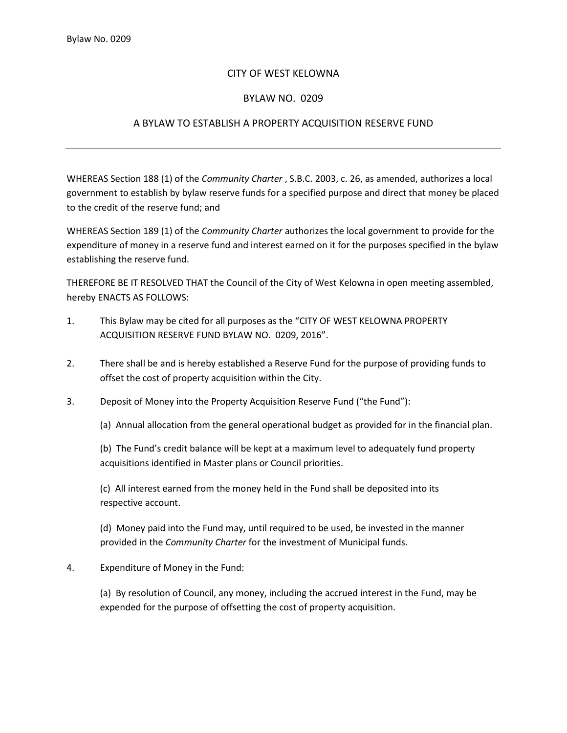# CITY OF WEST KELOWNA

## BYLAW NO. 0209

## A BYLAW TO ESTABLISH A PROPERTY ACQUISITION RESERVE FUND

---

WHEREAS Section 188 (1) of the *Community Charter* , S.B.C. 2003, c. 26, as amended, authorizes a local government to establish by bylaw reserve funds for a specified purpose and direct that money be placed to the credit of the reserve fund; and

WHEREAS Section 189 (1) of the *Community Charter* authorizes the local government to provide for the expenditure of money in a reserve fund and interest earned on it for the purposes specified in the bylaw establishing the reserve fund.

THEREFORE BE IT RESOLVED THAT the Council of the City of West Kelowna in open meeting assembled, hereby ENACTS AS FOLLOWS:

1. This Bylaw may be cited for all purposes as the "CITY OF WEST KELOWNA PROPERTY ACQUISITION RESERVE FUND BYLAW NO. 0209, 2016".

2. There shall be and is hereby established a Reserve Fund for the purpose of providing funds to offset the cost of property acquisition within the City.

3. Deposit of Money into the Property Acquisition Reserve Fund ("the Fund"):

   (a) Annual allocation from the general operational budget as provided for in the financial plan.

   (b) The Fund's credit balance will be kept at a maximum level to adequately fund property acquisitions identified in Master plans or Council priorities.

   (c) All interest earned from the money held in the Fund shall be deposited into its respective account.

   (d) Money paid into the Fund may, until required to be used, be invested in the manner provided in the *Community Charter* for the investment of Municipal funds.

4. Expenditure of Money in the Fund:

   (a) By resolution of Council, any money, including the accrued interest in the Fund, may be expended for the purpose of offsetting the cost of property acquisition.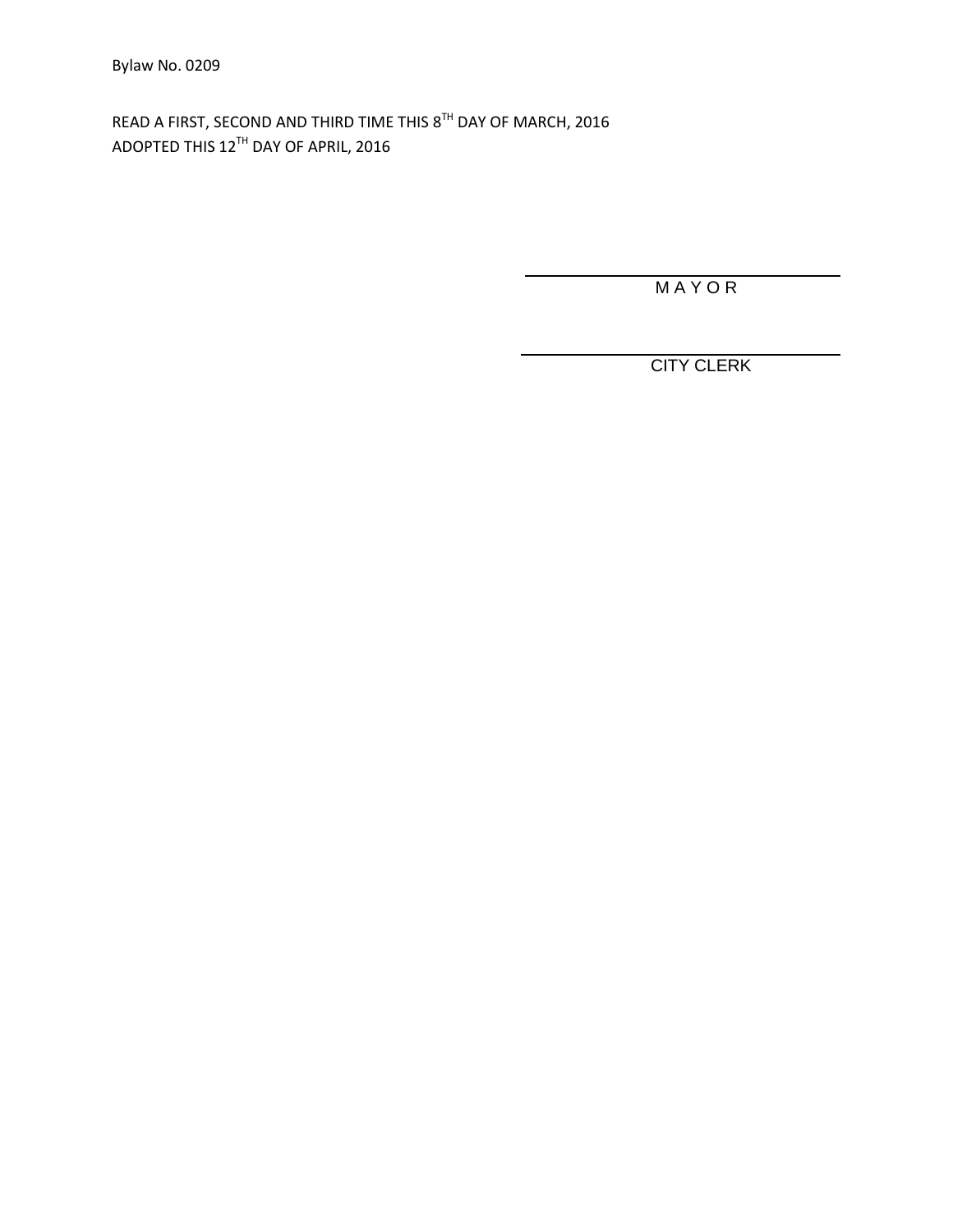Bylaw No. 0209

READ A FIRST, SECOND AND THIRD TIME THIS 8TH DAY OF MARCH, 2016
ADOPTED THIS 12TH DAY OF APRIL, 2016

\_\_\_\_\_\_\_\_\_\_\_\_\_\_\_\_\_\_\_\_\_\_\_\_\_\_\_\_\_\_
M A Y O R

\_\_\_\_\_\_\_\_\_\_\_\_\_\_\_\_\_\_\_\_\_\_\_\_\_\_\_\_\_\_
CITY CLERK